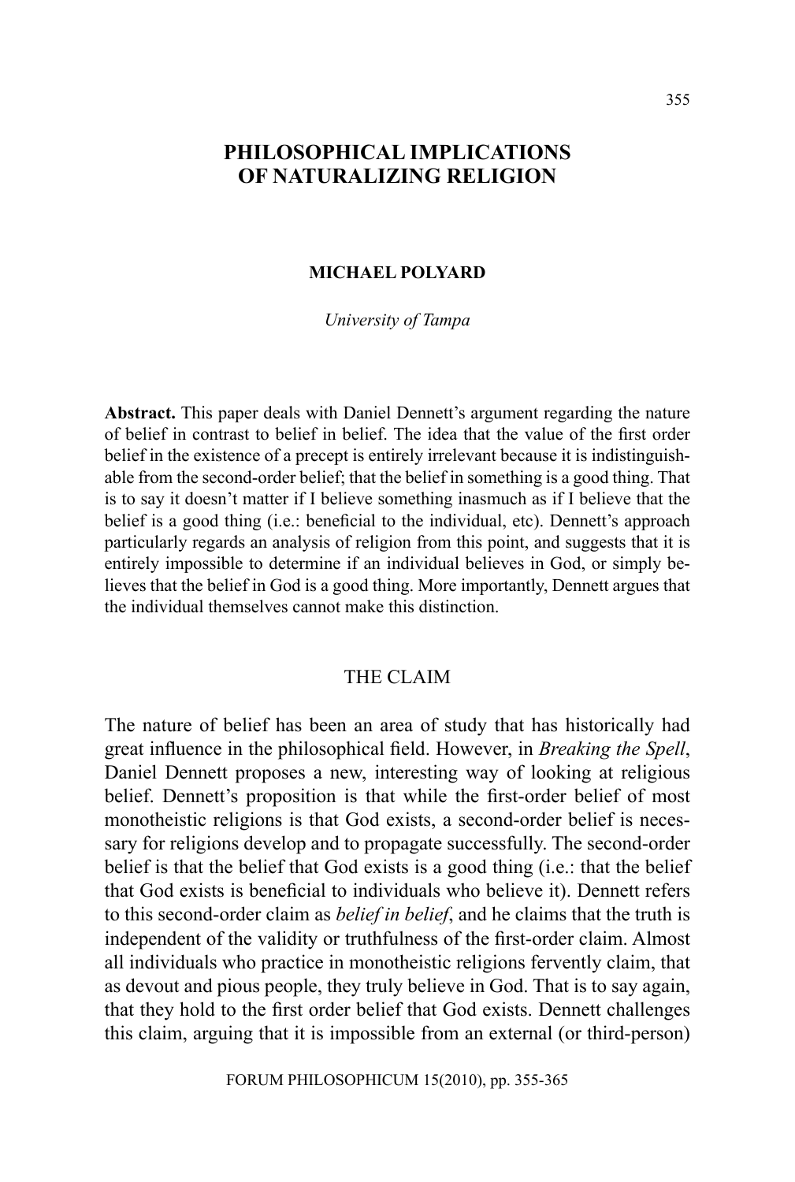# PHILOSOPHICAL IMPLICATIONS OF NATURALIZING RELIGION

**MICHAEL POLYARD**

*University of Tampa*

**Abstract.** This paper deals with Daniel Dennett's argument regarding the nature of belief in contrast to belief in belief. The idea that the value of the first order belief in the existence of a precept is entirely irrelevant because it is indistinguishable from the second-order belief; that the belief in something is a good thing. That is to say it doesn't matter if I believe something inasmuch as if I believe that the belief is a good thing (i.e.: beneficial to the individual, etc). Dennett's approach particularly regards an analysis of religion from this point, and suggests that it is entirely impossible to determine if an individual believes in God, or simply believes that the belief in God is a good thing. More importantly, Dennett argues that the individual themselves cannot make this distinction.

## THE CLAIM

The nature of belief has been an area of study that has historically had great influence in the philosophical field. However, in *Breaking the Spell*, Daniel Dennett proposes a new, interesting way of looking at religious belief. Dennett's proposition is that while the first-order belief of most monotheistic religions is that God exists, a second-order belief is necessary for religions develop and to propagate successfully. The second-order belief is that the belief that God exists is a good thing (i.e.: that the belief that God exists is beneficial to individuals who believe it). Dennett refers to this second-order claim as *belief in belief*, and he claims that the truth is independent of the validity or truthfulness of the first-order claim. Almost all individuals who practice in monotheistic religions fervently claim, that as devout and pious people, they truly believe in God. That is to say again, that they hold to the first order belief that God exists. Dennett challenges this claim, arguing that it is impossible from an external (or third-person)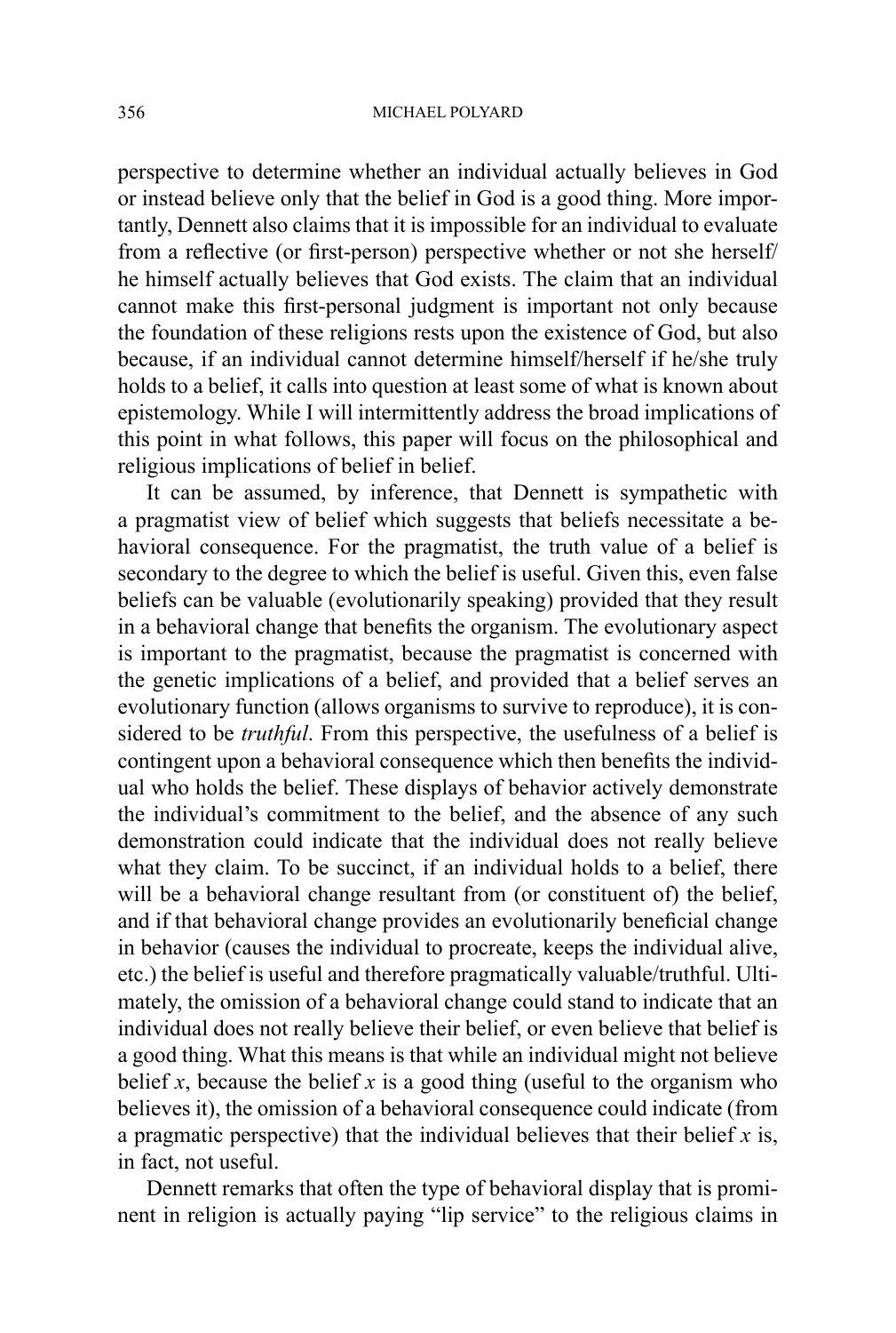perspective to determine whether an individual actually believes in God or instead believe only that the belief in God is a good thing. More importantly, Dennett also claims that it is impossible for an individual to evaluate from a reflective (or first-person) perspective whether or not she herself/he himself actually believes that God exists. The claim that an individual cannot make this first-personal judgment is important not only because the foundation of these religions rests upon the existence of God, but also because, if an individual cannot determine himself/herself if he/she truly holds to a belief, it calls into question at least some of what is known about epistemology. While I will intermittently address the broad implications of this point in what follows, this paper will focus on the philosophical and religious implications of belief in belief.

It can be assumed, by inference, that Dennett is sympathetic with a pragmatist view of belief which suggests that beliefs necessitate a behavioral consequence. For the pragmatist, the truth value of a belief is secondary to the degree to which the belief is useful. Given this, even false beliefs can be valuable (evolutionarily speaking) provided that they result in a behavioral change that benefits the organism. The evolutionary aspect is important to the pragmatist, because the pragmatist is concerned with the genetic implications of a belief, and provided that a belief serves an evolutionary function (allows organisms to survive to reproduce), it is considered to be *truthful*. From this perspective, the usefulness of a belief is contingent upon a behavioral consequence which then benefits the individual who holds the belief. These displays of behavior actively demonstrate the individual's commitment to the belief, and the absence of any such demonstration could indicate that the individual does not really believe what they claim. To be succinct, if an individual holds to a belief, there will be a behavioral change resultant from (or constituent of) the belief, and if that behavioral change provides an evolutionarily beneficial change in behavior (causes the individual to procreate, keeps the individual alive, etc.) the belief is useful and therefore pragmatically valuable/truthful. Ultimately, the omission of a behavioral change could stand to indicate that an individual does not really believe their belief, or even believe that belief is a good thing. What this means is that while an individual might not believe belief *x*, because the belief *x* is a good thing (useful to the organism who believes it), the omission of a behavioral consequence could indicate (from a pragmatic perspective) that the individual believes that their belief *x* is, in fact, not useful.

Dennett remarks that often the type of behavioral display that is prominent in religion is actually paying "lip service" to the religious claims in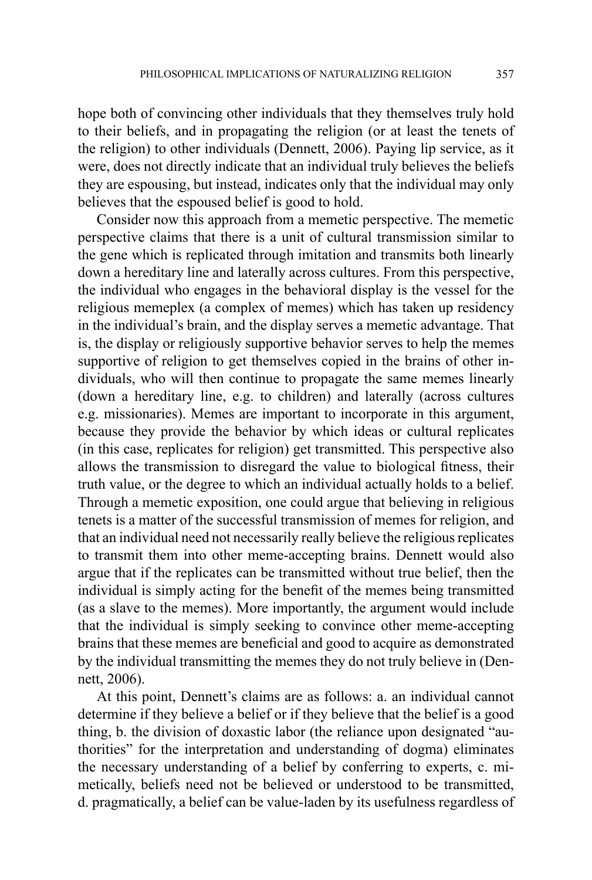hope both of convincing other individuals that they themselves truly hold to their beliefs, and in propagating the religion (or at least the tenets of the religion) to other individuals (Dennett, 2006). Paying lip service, as it were, does not directly indicate that an individual truly believes the beliefs they are espousing, but instead, indicates only that the individual may only believes that the espoused belief is good to hold.

Consider now this approach from a memetic perspective. The memetic perspective claims that there is a unit of cultural transmission similar to the gene which is replicated through imitation and transmits both linearly down a hereditary line and laterally across cultures. From this perspective, the individual who engages in the behavioral display is the vessel for the religious memeplex (a complex of memes) which has taken up residency in the individual's brain, and the display serves a memetic advantage. That is, the display or religiously supportive behavior serves to help the memes supportive of religion to get themselves copied in the brains of other individuals, who will then continue to propagate the same memes linearly (down a hereditary line, e.g. to children) and laterally (across cultures e.g. missionaries). Memes are important to incorporate in this argument, because they provide the behavior by which ideas or cultural replicates (in this case, replicates for religion) get transmitted. This perspective also allows the transmission to disregard the value to biological fitness, their truth value, or the degree to which an individual actually holds to a belief. Through a memetic exposition, one could argue that believing in religious tenets is a matter of the successful transmission of memes for religion, and that an individual need not necessarily really believe the religious replicates to transmit them into other meme-accepting brains. Dennett would also argue that if the replicates can be transmitted without true belief, then the individual is simply acting for the benefit of the memes being transmitted (as a slave to the memes). More importantly, the argument would include that the individual is simply seeking to convince other meme-accepting brains that these memes are beneficial and good to acquire as demonstrated by the individual transmitting the memes they do not truly believe in (Dennett, 2006).

At this point, Dennett's claims are as follows: a. an individual cannot determine if they believe a belief or if they believe that the belief is a good thing, b. the division of doxastic labor (the reliance upon designated "authorities" for the interpretation and understanding of dogma) eliminates the necessary understanding of a belief by conferring to experts, c. mimetically, beliefs need not be believed or understood to be transmitted, d. pragmatically, a belief can be value-laden by its usefulness regardless of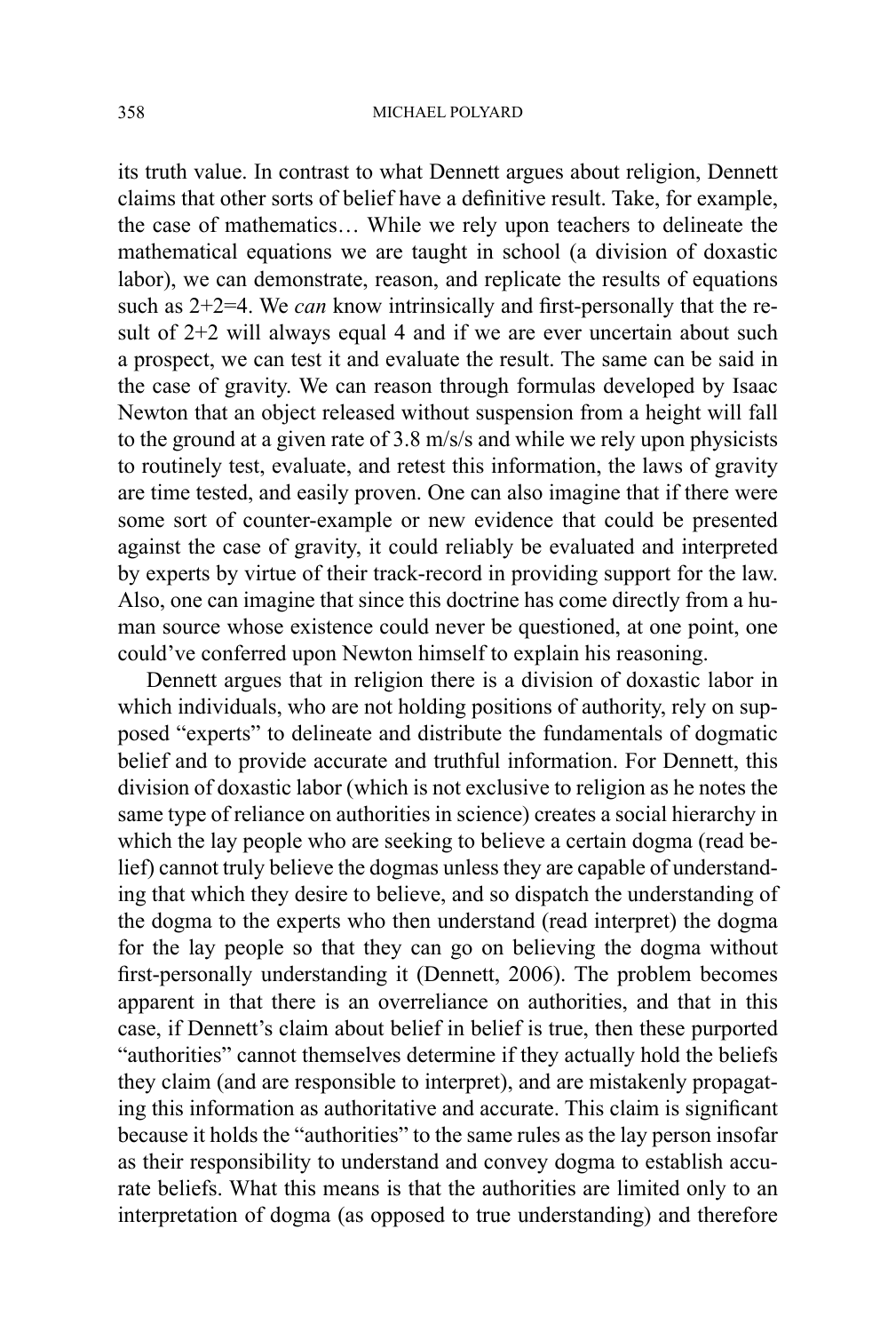its truth value. In contrast to what Dennett argues about religion, Dennett claims that other sorts of belief have a definitive result. Take, for example, the case of mathematics… While we rely upon teachers to delineate the mathematical equations we are taught in school (a division of doxastic labor), we can demonstrate, reason, and replicate the results of equations such as 2+2=4. We *can* know intrinsically and first-personally that the result of 2+2 will always equal 4 and if we are ever uncertain about such a prospect, we can test it and evaluate the result. The same can be said in the case of gravity. We can reason through formulas developed by Isaac Newton that an object released without suspension from a height will fall to the ground at a given rate of 3.8 m/s/s and while we rely upon physicists to routinely test, evaluate, and retest this information, the laws of gravity are time tested, and easily proven. One can also imagine that if there were some sort of counter-example or new evidence that could be presented against the case of gravity, it could reliably be evaluated and interpreted by experts by virtue of their track-record in providing support for the law. Also, one can imagine that since this doctrine has come directly from a human source whose existence could never be questioned, at one point, one could've conferred upon Newton himself to explain his reasoning.

Dennett argues that in religion there is a division of doxastic labor in which individuals, who are not holding positions of authority, rely on supposed "experts" to delineate and distribute the fundamentals of dogmatic belief and to provide accurate and truthful information. For Dennett, this division of doxastic labor (which is not exclusive to religion as he notes the same type of reliance on authorities in science) creates a social hierarchy in which the lay people who are seeking to believe a certain dogma (read belief) cannot truly believe the dogmas unless they are capable of understanding that which they desire to believe, and so dispatch the understanding of the dogma to the experts who then understand (read interpret) the dogma for the lay people so that they can go on believing the dogma without first-personally understanding it (Dennett, 2006). The problem becomes apparent in that there is an overreliance on authorities, and that in this case, if Dennett's claim about belief in belief is true, then these purported "authorities" cannot themselves determine if they actually hold the beliefs they claim (and are responsible to interpret), and are mistakenly propagating this information as authoritative and accurate. This claim is significant because it holds the "authorities" to the same rules as the lay person insofar as their responsibility to understand and convey dogma to establish accurate beliefs. What this means is that the authorities are limited only to an interpretation of dogma (as opposed to true understanding) and therefore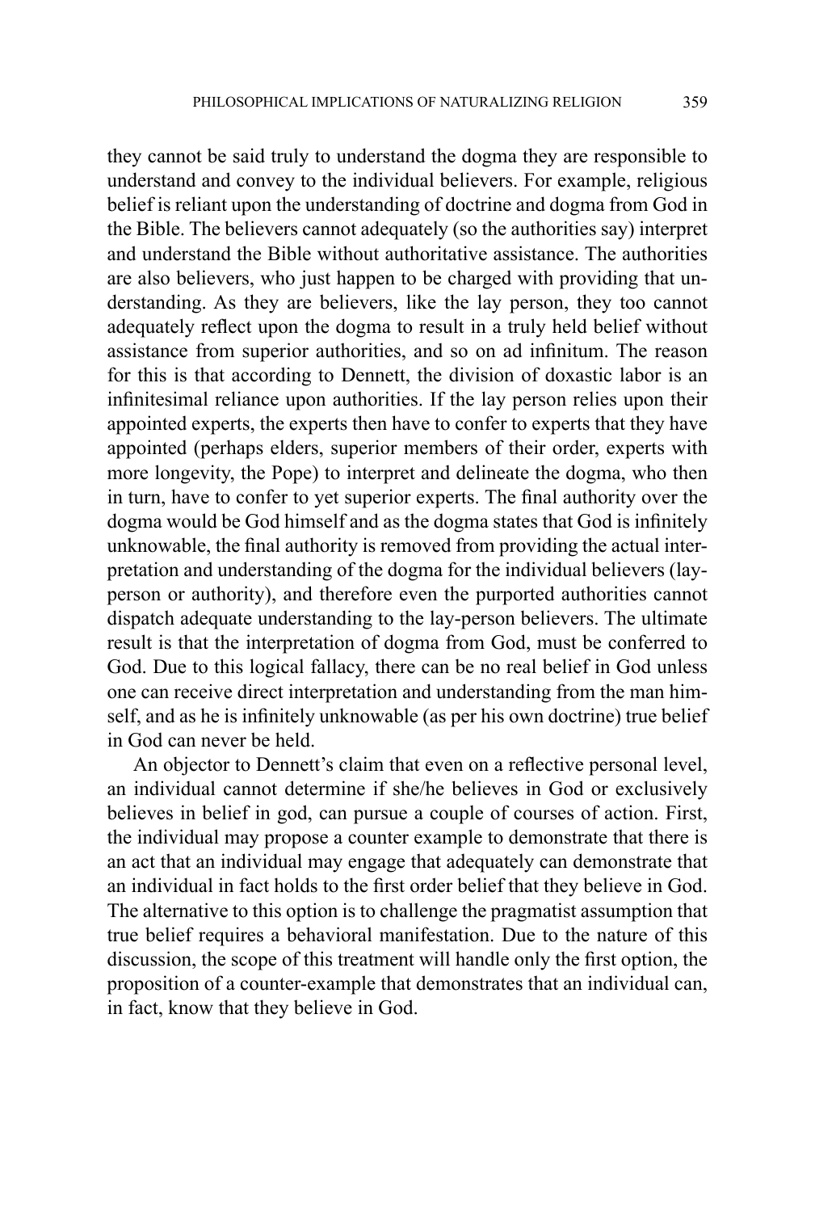they cannot be said truly to understand the dogma they are responsible to understand and convey to the individual believers. For example, religious belief is reliant upon the understanding of doctrine and dogma from God in the Bible. The believers cannot adequately (so the authorities say) interpret and understand the Bible without authoritative assistance. The authorities are also believers, who just happen to be charged with providing that understanding. As they are believers, like the lay person, they too cannot adequately reflect upon the dogma to result in a truly held belief without assistance from superior authorities, and so on ad infinitum. The reason for this is that according to Dennett, the division of doxastic labor is an infinitesimal reliance upon authorities. If the lay person relies upon their appointed experts, the experts then have to confer to experts that they have appointed (perhaps elders, superior members of their order, experts with more longevity, the Pope) to interpret and delineate the dogma, who then in turn, have to confer to yet superior experts. The final authority over the dogma would be God himself and as the dogma states that God is infinitely unknowable, the final authority is removed from providing the actual interpretation and understanding of the dogma for the individual believers (lay-person or authority), and therefore even the purported authorities cannot dispatch adequate understanding to the lay-person believers. The ultimate result is that the interpretation of dogma from God, must be conferred to God. Due to this logical fallacy, there can be no real belief in God unless one can receive direct interpretation and understanding from the man himself, and as he is infinitely unknowable (as per his own doctrine) true belief in God can never be held.

An objector to Dennett's claim that even on a reflective personal level, an individual cannot determine if she/he believes in God or exclusively believes in belief in god, can pursue a couple of courses of action. First, the individual may propose a counter example to demonstrate that there is an act that an individual may engage that adequately can demonstrate that an individual in fact holds to the first order belief that they believe in God. The alternative to this option is to challenge the pragmatist assumption that true belief requires a behavioral manifestation. Due to the nature of this discussion, the scope of this treatment will handle only the first option, the proposition of a counter-example that demonstrates that an individual can, in fact, know that they believe in God.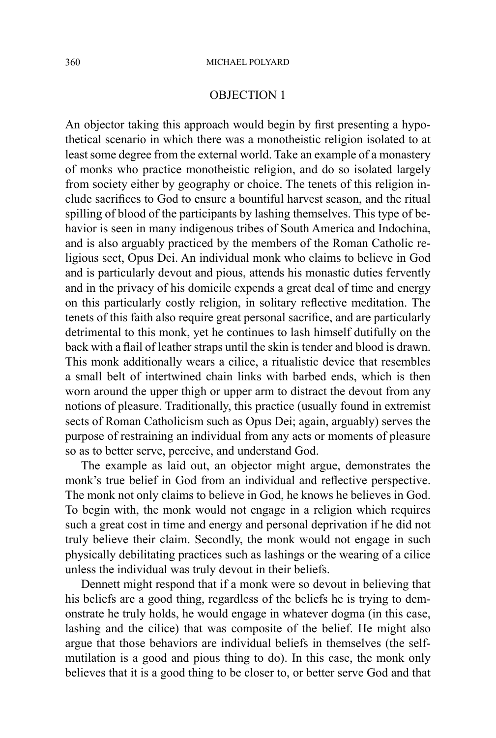## OBJECTION 1

An objector taking this approach would begin by first presenting a hypothetical scenario in which there was a monotheistic religion isolated to at least some degree from the external world. Take an example of a monastery of monks who practice monotheistic religion, and do so isolated largely from society either by geography or choice. The tenets of this religion include sacrifices to God to ensure a bountiful harvest season, and the ritual spilling of blood of the participants by lashing themselves. This type of behavior is seen in many indigenous tribes of South America and Indochina, and is also arguably practiced by the members of the Roman Catholic religious sect, Opus Dei. An individual monk who claims to believe in God and is particularly devout and pious, attends his monastic duties fervently and in the privacy of his domicile expends a great deal of time and energy on this particularly costly religion, in solitary reflective meditation. The tenets of this faith also require great personal sacrifice, and are particularly detrimental to this monk, yet he continues to lash himself dutifully on the back with a flail of leather straps until the skin is tender and blood is drawn. This monk additionally wears a cilice, a ritualistic device that resembles a small belt of intertwined chain links with barbed ends, which is then worn around the upper thigh or upper arm to distract the devout from any notions of pleasure. Traditionally, this practice (usually found in extremist sects of Roman Catholicism such as Opus Dei; again, arguably) serves the purpose of restraining an individual from any acts or moments of pleasure so as to better serve, perceive, and understand God.

The example as laid out, an objector might argue, demonstrates the monk's true belief in God from an individual and reflective perspective. The monk not only claims to believe in God, he knows he believes in God. To begin with, the monk would not engage in a religion which requires such a great cost in time and energy and personal deprivation if he did not truly believe their claim. Secondly, the monk would not engage in such physically debilitating practices such as lashings or the wearing of a cilice unless the individual was truly devout in their beliefs.

Dennett might respond that if a monk were so devout in believing that his beliefs are a good thing, regardless of the beliefs he is trying to demonstrate he truly holds, he would engage in whatever dogma (in this case, lashing and the cilice) that was composite of the belief. He might also argue that those behaviors are individual beliefs in themselves (the self-mutilation is a good and pious thing to do). In this case, the monk only believes that it is a good thing to be closer to, or better serve God and that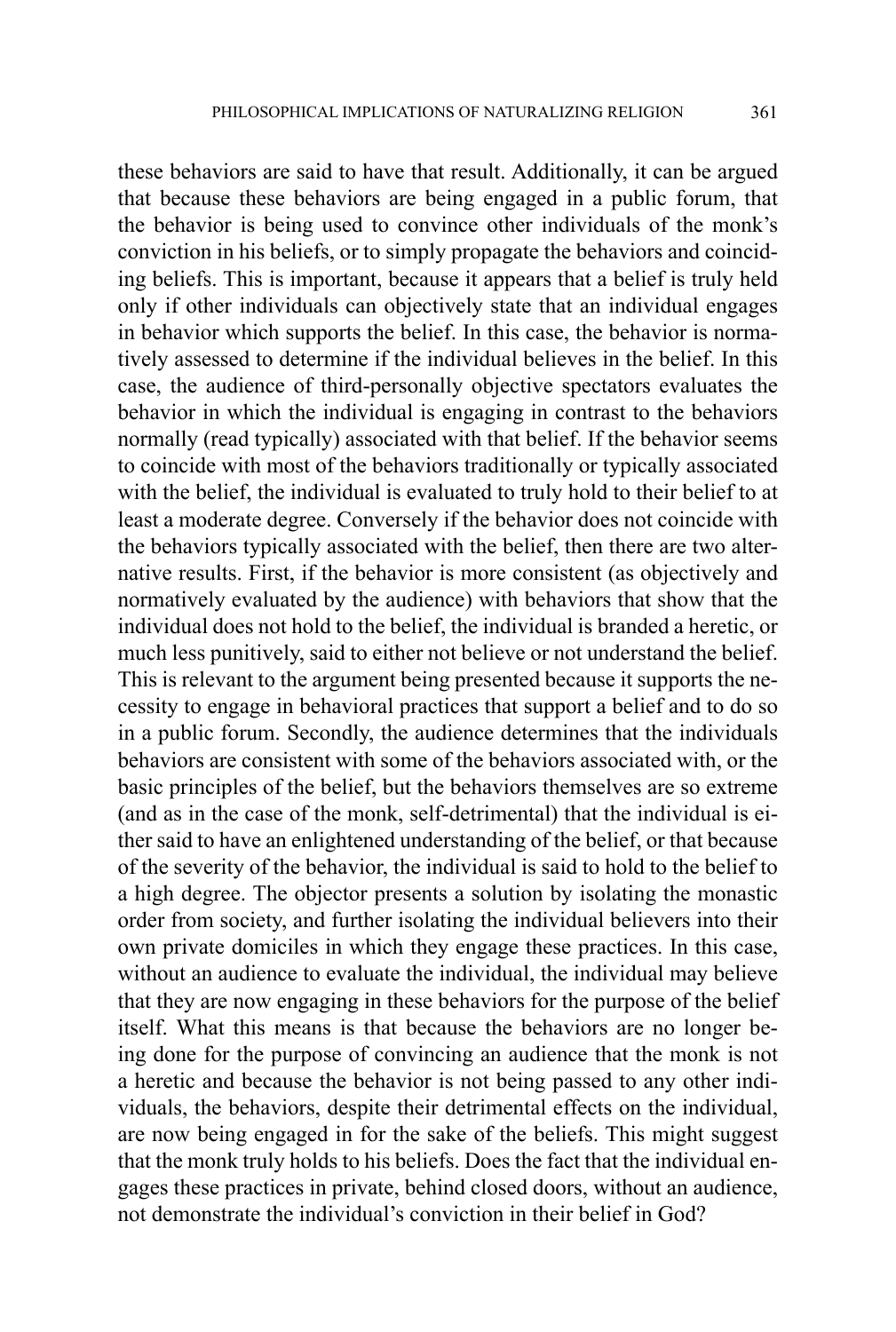these behaviors are said to have that result. Additionally, it can be argued that because these behaviors are being engaged in a public forum, that the behavior is being used to convince other individuals of the monk's conviction in his beliefs, or to simply propagate the behaviors and coinciding beliefs. This is important, because it appears that a belief is truly held only if other individuals can objectively state that an individual engages in behavior which supports the belief. In this case, the behavior is normatively assessed to determine if the individual believes in the belief. In this case, the audience of third-personally objective spectators evaluates the behavior in which the individual is engaging in contrast to the behaviors normally (read typically) associated with that belief. If the behavior seems to coincide with most of the behaviors traditionally or typically associated with the belief, the individual is evaluated to truly hold to their belief to at least a moderate degree. Conversely if the behavior does not coincide with the behaviors typically associated with the belief, then there are two alternative results. First, if the behavior is more consistent (as objectively and normatively evaluated by the audience) with behaviors that show that the individual does not hold to the belief, the individual is branded a heretic, or much less punitively, said to either not believe or not understand the belief. This is relevant to the argument being presented because it supports the necessity to engage in behavioral practices that support a belief and to do so in a public forum. Secondly, the audience determines that the individuals behaviors are consistent with some of the behaviors associated with, or the basic principles of the belief, but the behaviors themselves are so extreme (and as in the case of the monk, self-detrimental) that the individual is either said to have an enlightened understanding of the belief, or that because of the severity of the behavior, the individual is said to hold to the belief to a high degree. The objector presents a solution by isolating the monastic order from society, and further isolating the individual believers into their own private domiciles in which they engage these practices. In this case, without an audience to evaluate the individual, the individual may believe that they are now engaging in these behaviors for the purpose of the belief itself. What this means is that because the behaviors are no longer being done for the purpose of convincing an audience that the monk is not a heretic and because the behavior is not being passed to any other individuals, the behaviors, despite their detrimental effects on the individual, are now being engaged in for the sake of the beliefs. This might suggest that the monk truly holds to his beliefs. Does the fact that the individual engages these practices in private, behind closed doors, without an audience, not demonstrate the individual's conviction in their belief in God?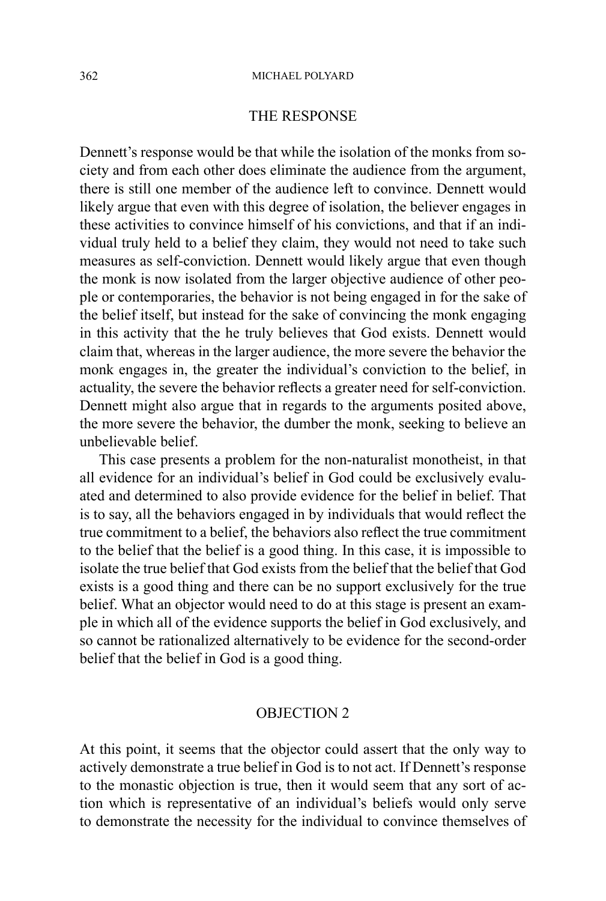## THE RESPONSE

Dennett's response would be that while the isolation of the monks from society and from each other does eliminate the audience from the argument, there is still one member of the audience left to convince. Dennett would likely argue that even with this degree of isolation, the believer engages in these activities to convince himself of his convictions, and that if an individual truly held to a belief they claim, they would not need to take such measures as self-conviction. Dennett would likely argue that even though the monk is now isolated from the larger objective audience of other people or contemporaries, the behavior is not being engaged in for the sake of the belief itself, but instead for the sake of convincing the monk engaging in this activity that the he truly believes that God exists. Dennett would claim that, whereas in the larger audience, the more severe the behavior the monk engages in, the greater the individual's conviction to the belief, in actuality, the severe the behavior reflects a greater need for self-conviction. Dennett might also argue that in regards to the arguments posited above, the more severe the behavior, the dumber the monk, seeking to believe an unbelievable belief.

This case presents a problem for the non-naturalist monotheist, in that all evidence for an individual's belief in God could be exclusively evaluated and determined to also provide evidence for the belief in belief. That is to say, all the behaviors engaged in by individuals that would reflect the true commitment to a belief, the behaviors also reflect the true commitment to the belief that the belief is a good thing. In this case, it is impossible to isolate the true belief that God exists from the belief that the belief that God exists is a good thing and there can be no support exclusively for the true belief. What an objector would need to do at this stage is present an example in which all of the evidence supports the belief in God exclusively, and so cannot be rationalized alternatively to be evidence for the second-order belief that the belief in God is a good thing.

## OBJECTION 2

At this point, it seems that the objector could assert that the only way to actively demonstrate a true belief in God is to not act. If Dennett's response to the monastic objection is true, then it would seem that any sort of action which is representative of an individual's beliefs would only serve to demonstrate the necessity for the individual to convince themselves of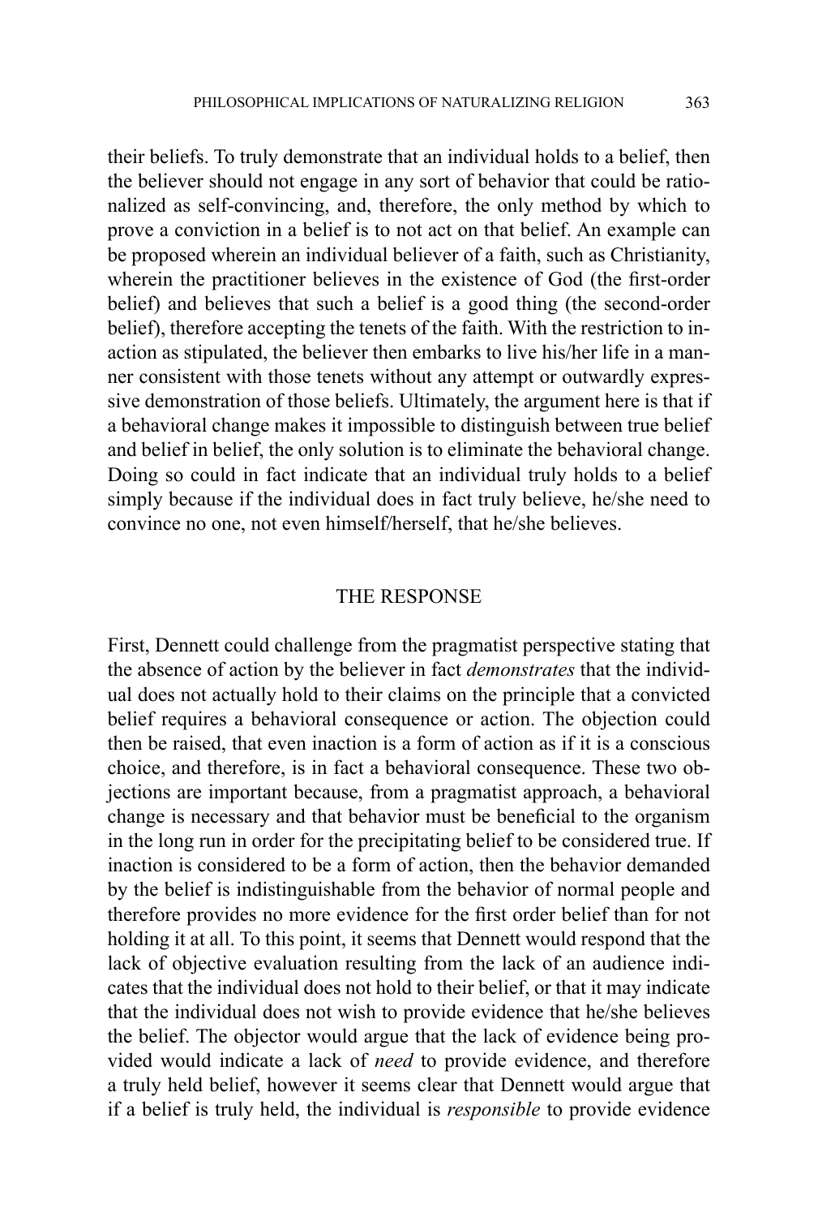their beliefs. To truly demonstrate that an individual holds to a belief, then the believer should not engage in any sort of behavior that could be rationalized as self-convincing, and, therefore, the only method by which to prove a conviction in a belief is to not act on that belief. An example can be proposed wherein an individual believer of a faith, such as Christianity, wherein the practitioner believes in the existence of God (the first-order belief) and believes that such a belief is a good thing (the second-order belief), therefore accepting the tenets of the faith. With the restriction to inaction as stipulated, the believer then embarks to live his/her life in a manner consistent with those tenets without any attempt or outwardly expressive demonstration of those beliefs. Ultimately, the argument here is that if a behavioral change makes it impossible to distinguish between true belief and belief in belief, the only solution is to eliminate the behavioral change. Doing so could in fact indicate that an individual truly holds to a belief simply because if the individual does in fact truly believe, he/she need to convince no one, not even himself/herself, that he/she believes.

## THE RESPONSE

First, Dennett could challenge from the pragmatist perspective stating that the absence of action by the believer in fact *demonstrates* that the individual does not actually hold to their claims on the principle that a convicted belief requires a behavioral consequence or action. The objection could then be raised, that even inaction is a form of action as if it is a conscious choice, and therefore, is in fact a behavioral consequence. These two objections are important because, from a pragmatist approach, a behavioral change is necessary and that behavior must be beneficial to the organism in the long run in order for the precipitating belief to be considered true. If inaction is considered to be a form of action, then the behavior demanded by the belief is indistinguishable from the behavior of normal people and therefore provides no more evidence for the first order belief than for not holding it at all. To this point, it seems that Dennett would respond that the lack of objective evaluation resulting from the lack of an audience indicates that the individual does not hold to their belief, or that it may indicate that the individual does not wish to provide evidence that he/she believes the belief. The objector would argue that the lack of evidence being provided would indicate a lack of *need* to provide evidence, and therefore a truly held belief, however it seems clear that Dennett would argue that if a belief is truly held, the individual is *responsible* to provide evidence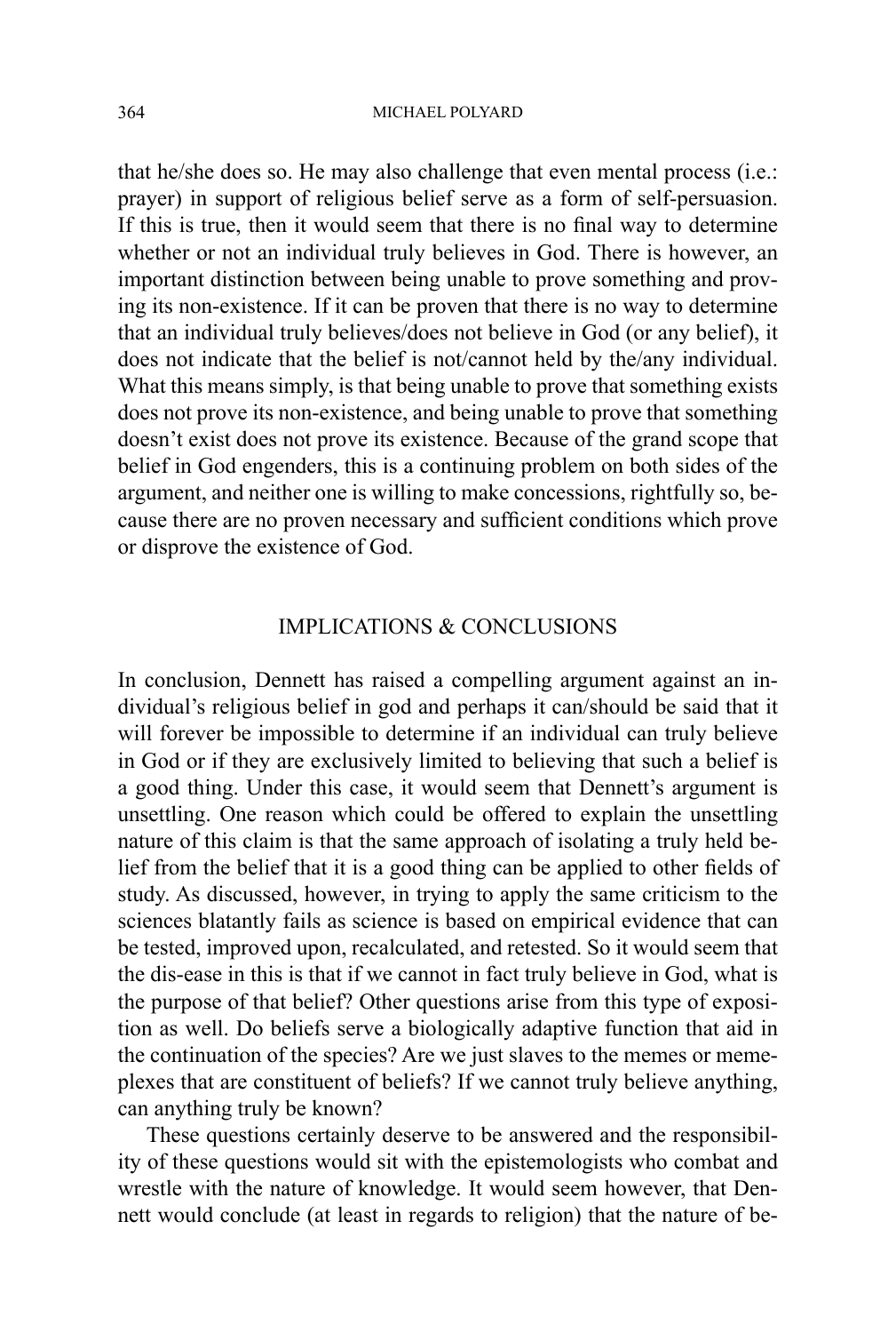that he/she does so. He may also challenge that even mental process (i.e.: prayer) in support of religious belief serve as a form of self-persuasion. If this is true, then it would seem that there is no final way to determine whether or not an individual truly believes in God. There is however, an important distinction between being unable to prove something and proving its non-existence. If it can be proven that there is no way to determine that an individual truly believes/does not believe in God (or any belief), it does not indicate that the belief is not/cannot held by the/any individual. What this means simply, is that being unable to prove that something exists does not prove its non-existence, and being unable to prove that something doesn't exist does not prove its existence. Because of the grand scope that belief in God engenders, this is a continuing problem on both sides of the argument, and neither one is willing to make concessions, rightfully so, because there are no proven necessary and sufficient conditions which prove or disprove the existence of God.

## IMPLICATIONS & CONCLUSIONS

In conclusion, Dennett has raised a compelling argument against an individual's religious belief in god and perhaps it can/should be said that it will forever be impossible to determine if an individual can truly believe in God or if they are exclusively limited to believing that such a belief is a good thing. Under this case, it would seem that Dennett's argument is unsettling. One reason which could be offered to explain the unsettling nature of this claim is that the same approach of isolating a truly held belief from the belief that it is a good thing can be applied to other fields of study. As discussed, however, in trying to apply the same criticism to the sciences blatantly fails as science is based on empirical evidence that can be tested, improved upon, recalculated, and retested. So it would seem that the dis-ease in this is that if we cannot in fact truly believe in God, what is the purpose of that belief? Other questions arise from this type of exposition as well. Do beliefs serve a biologically adaptive function that aid in the continuation of the species? Are we just slaves to the memes or memeplexes that are constituent of beliefs? If we cannot truly believe anything, can anything truly be known?

These questions certainly deserve to be answered and the responsibility of these questions would sit with the epistemologists who combat and wrestle with the nature of knowledge. It would seem however, that Dennett would conclude (at least in regards to religion) that the nature of be-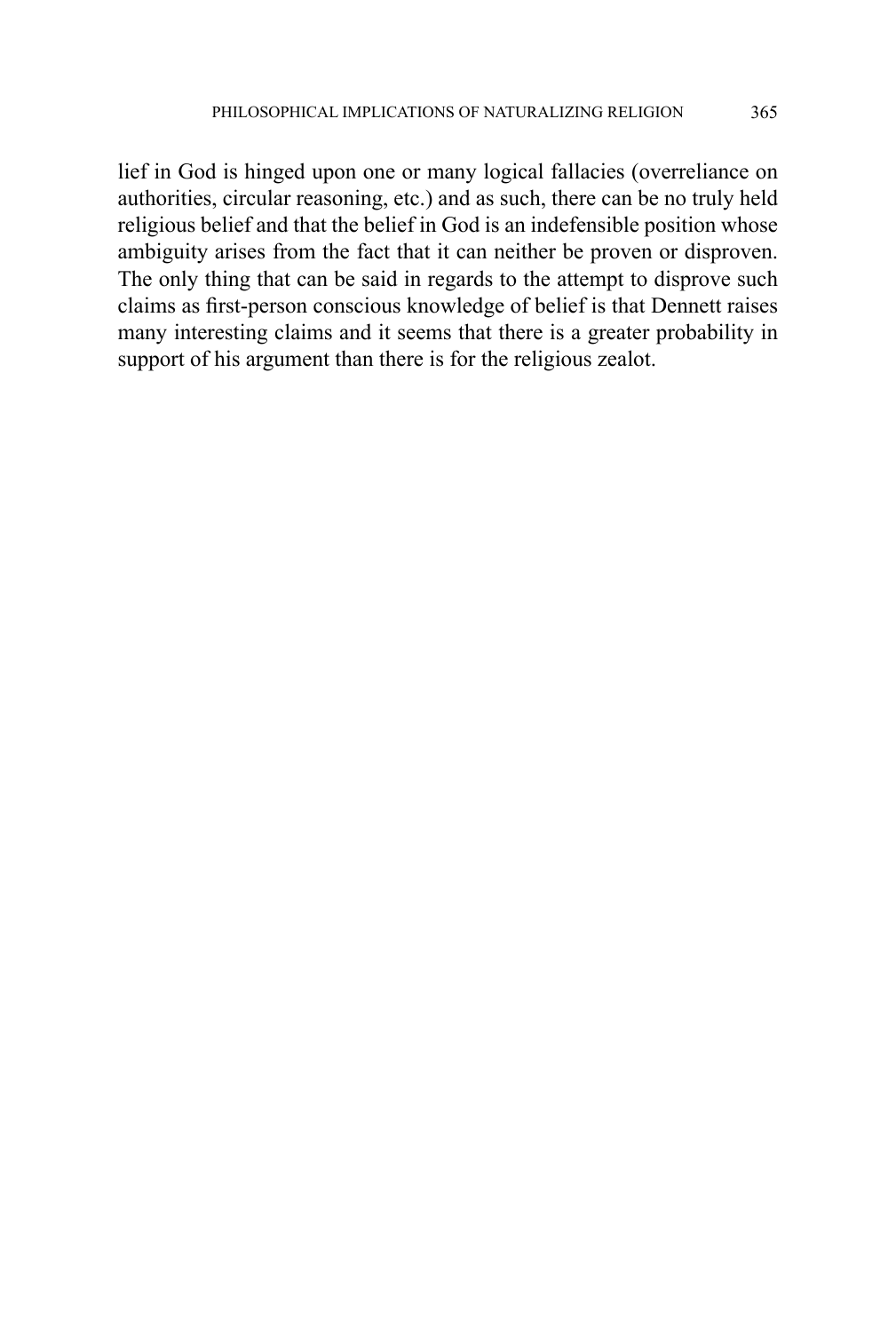lief in God is hinged upon one or many logical fallacies (overreliance on authorities, circular reasoning, etc.) and as such, there can be no truly held religious belief and that the belief in God is an indefensible position whose ambiguity arises from the fact that it can neither be proven or disproven. The only thing that can be said in regards to the attempt to disprove such claims as first-person conscious knowledge of belief is that Dennett raises many interesting claims and it seems that there is a greater probability in support of his argument than there is for the religious zealot.